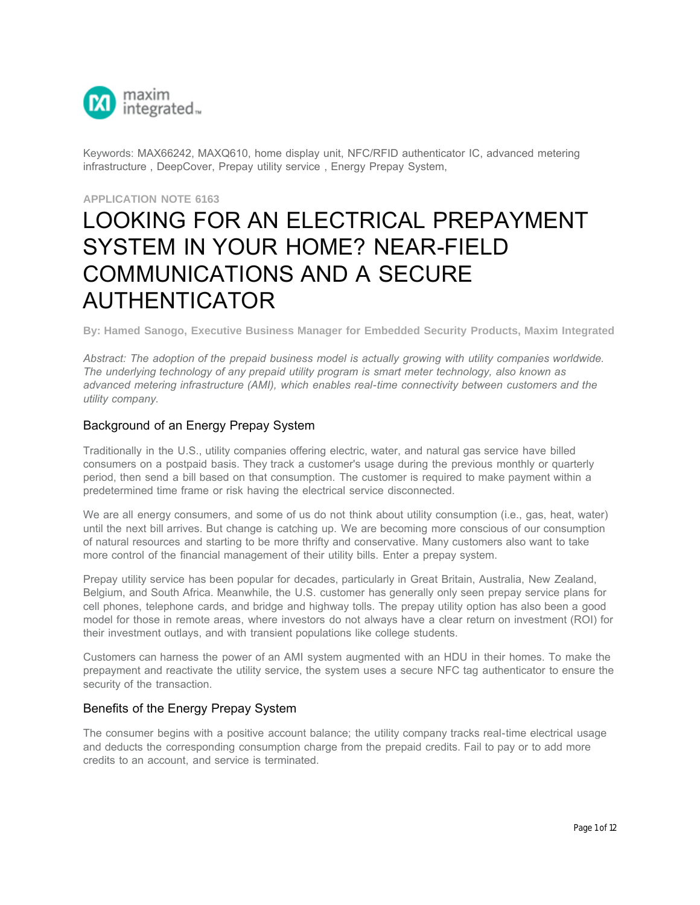Keywords: MAX66242, MAXQ610, home display unit, NFC/RFID authenticator IC, advanced metering infrastructure , DeepCover, Prepay utility service , Energy Prepay System,

APPLICATION NOTE 6163

# LOOKING FOR AN ELECTRICAL PREPAYMENT SYSTEM IN YOUR HOME? NEAR-FIELD COMMUNICATIONS AND A SECURE AUTHENTICATOR

**By: Hamed Sanogo, Executive Business Manager for Embedded Security Products, Maxim Integrated**

*Abstract: The adoption of the prepaid business model is actually growing with utility companies worldwide. The underlying technology of any prepaid utility program is smart meter technology, also known as advanced metering infrastructure (AMI), which enables real-time connectivity between customers and the utility company.*

## Background of an Energy Prepay System

Traditionally in the U.S., utility companies offering electric, water, and natural gas service have billed consumers on a postpaid basis. They track a customer's usage during the previous monthly or quarterly period, then send a bill based on that consumption. The customer is required to make payment within a predetermined time frame or risk having the electrical service disconnected.

We are all energy consumers, and some of us do not think about utility consumption (i.e., gas, heat, water) until the next bill arrives. But change is catching up. We are becoming more conscious of our consumption of natural resources and starting to be more thrifty and conservative. Many customers also want to take more control of the financial management of their utility bills. Enter a prepay system.

Prepay utility service has been popular for decades, particularly in Great Britain, Australia, New Zealand, Belgium, and South Africa. Meanwhile, the U.S. customer has generally only seen prepay service plans for cell phones, telephone cards, and bridge and highway tolls. The prepay utility option has also been a good model for those in remote areas, where investors do not always have a clear return on investment (ROI) for their investment outlays, and with transient populations like college students.

Customers can harness the power of an AMI system augmented with an HDU in their homes. To make the prepayment and reactivate the utility service, the system uses a secure NFC tag authenticator to ensure the security of the transaction.

## Benefits of the Energy Prepay System

The consumer begins with a positive account balance; the utility company tracks real-time electrical usage and deducts the corresponding consumption charge from the prepaid credits. Fail to pay or to add more credits to an account, and service is terminated.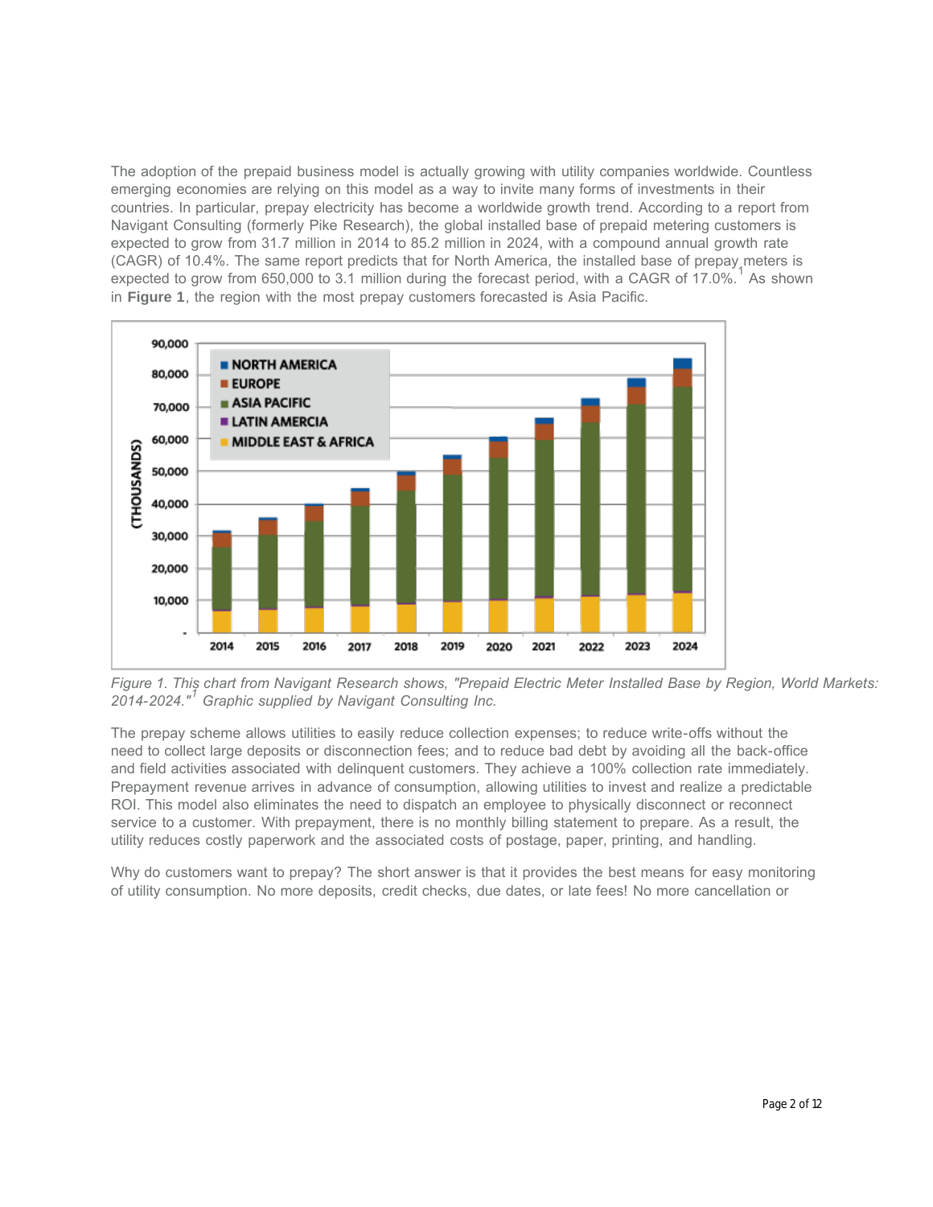The adoption of the prepaid business model is actually growing with utility companies worldwide. Countless emerging economies are relying on this model as a way to invite many forms of investments in their countries. In particular, prepay electricity has become a worldwide growth trend. According to a report from Navigant Consulting (formerly Pike Research), the global installed base of prepaid metering customers is expected to grow from 31.7 million in 2014 to 85.2 million in 2024, with a compound annual growth rate (CAGR) of 10.4%. The same report predicts that for North America, the installed base of prepay meters is expected to grow from 650,000 to 3.1 million during the forecast period, with a CAGR of 17.0%.[1] As shown in **Figure 1**, the region with the most prepay customers forecasted is Asia Pacific.

*Figure 1. This chart from Navigant Research shows, "Prepaid Electric Meter Installed Base by Region, World Markets: 2014-2024."[1] Graphic supplied by Navigant Consulting Inc.*

The prepay scheme allows utilities to easily reduce collection expenses; to reduce write-offs without the need to collect large deposits or disconnection fees; and to reduce bad debt by avoiding all the back-office and field activities associated with delinquent customers. They achieve a 100% collection rate immediately. Prepayment revenue arrives in advance of consumption, allowing utilities to invest and realize a predictable ROI. This model also eliminates the need to dispatch an employee to physically disconnect or reconnect service to a customer. With prepayment, there is no monthly billing statement to prepare. As a result, the utility reduces costly paperwork and the associated costs of postage, paper, printing, and handling.

Why do customers want to prepay? The short answer is that it provides the best means for easy monitoring of utility consumption. No more deposits, credit checks, due dates, or late fees! No more cancellation or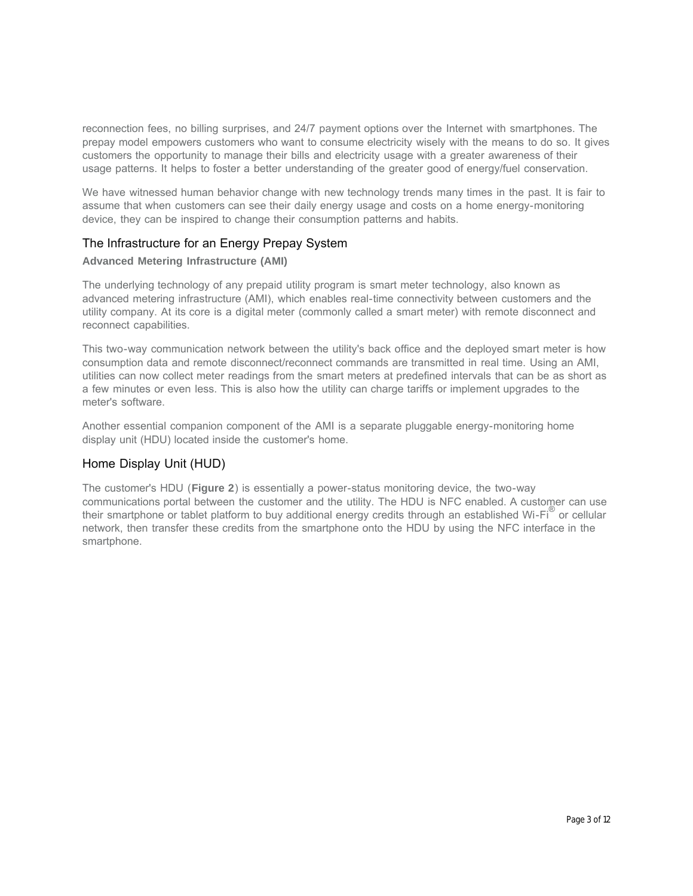reconnection fees, no billing surprises, and 24/7 payment options over the Internet with smartphones. The prepay model empowers customers who want to consume electricity wisely with the means to do so. It gives customers the opportunity to manage their bills and electricity usage with a greater awareness of their usage patterns. It helps to foster a better understanding of the greater good of energy/fuel conservation.

We have witnessed human behavior change with new technology trends many times in the past. It is fair to assume that when customers can see their daily energy usage and costs on a home energy-monitoring device, they can be inspired to change their consumption patterns and habits.

## The Infrastructure for an Energy Prepay System

### Advanced Metering Infrastructure (AMI)

The underlying technology of any prepaid utility program is smart meter technology, also known as advanced metering infrastructure (AMI), which enables real-time connectivity between customers and the utility company. At its core is a digital meter (commonly called a smart meter) with remote disconnect and reconnect capabilities.

This two-way communication network between the utility's back office and the deployed smart meter is how consumption data and remote disconnect/reconnect commands are transmitted in real time. Using an AMI, utilities can now collect meter readings from the smart meters at predefined intervals that can be as short as a few minutes or even less. This is also how the utility can charge tariffs or implement upgrades to the meter's software.

Another essential companion component of the AMI is a separate pluggable energy-monitoring home display unit (HDU) located inside the customer's home.

## Home Display Unit (HUD)

The customer's HDU (**Figure 2**) is essentially a power-status monitoring device, the two-way communications portal between the customer and the utility. The HDU is NFC enabled. A customer can use their smartphone or tablet platform to buy additional energy credits through an established Wi-Fi® or cellular network, then transfer these credits from the smartphone onto the HDU by using the NFC interface in the smartphone.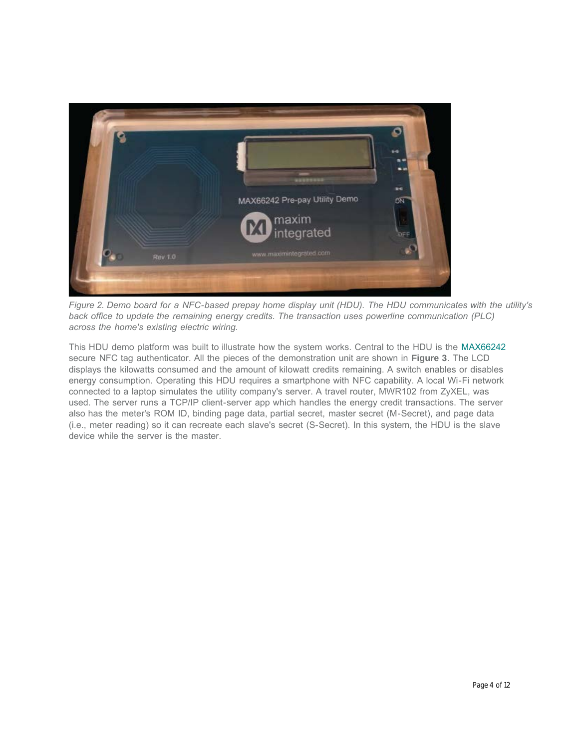*Figure 2. Demo board for a NFC-based prepay home display unit (HDU). The HDU communicates with the utility's back office to update the remaining energy credits. The transaction uses powerline communication (PLC) across the home's existing electric wiring.*

This HDU demo platform was built to illustrate how the system works. Central to the HDU is the MAX66242 secure NFC tag authenticator. All the pieces of the demonstration unit are shown in **Figure 3**. The LCD displays the kilowatts consumed and the amount of kilowatt credits remaining. A switch enables or disables energy consumption. Operating this HDU requires a smartphone with NFC capability. A local Wi-Fi network connected to a laptop simulates the utility company's server. A travel router, MWR102 from ZyXEL, was used. The server runs a TCP/IP client-server app which handles the energy credit transactions. The server also has the meter's ROM ID, binding page data, partial secret, master secret (M-Secret), and page data (i.e., meter reading) so it can recreate each slave's secret (S-Secret). In this system, the HDU is the slave device while the server is the master.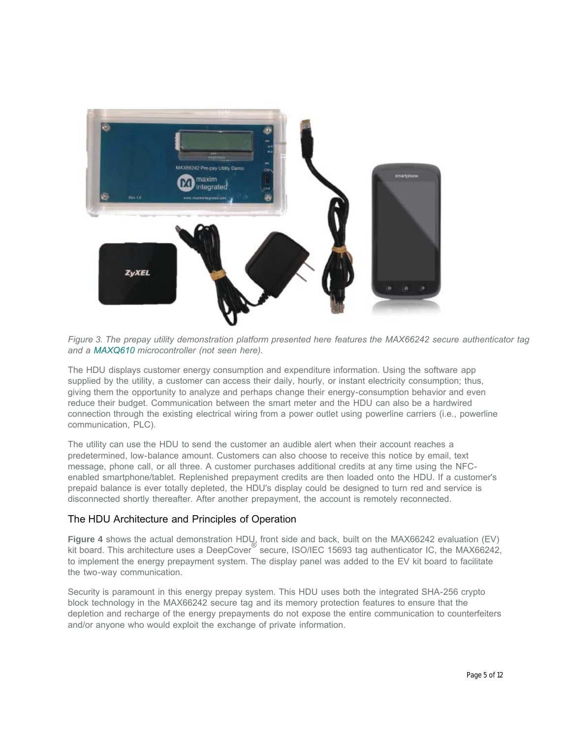*Figure 3. The prepay utility demonstration platform presented here features the MAX66242 secure authenticator tag and a MAXQ610 microcontroller (not seen here).*

The HDU displays customer energy consumption and expenditure information. Using the software app supplied by the utility, a customer can access their daily, hourly, or instant electricity consumption; thus, giving them the opportunity to analyze and perhaps change their energy-consumption behavior and even reduce their budget. Communication between the smart meter and the HDU can also be a hardwired connection through the existing electrical wiring from a power outlet using powerline carriers (i.e., powerline communication, PLC).

The utility can use the HDU to send the customer an audible alert when their account reaches a predetermined, low-balance amount. Customers can also choose to receive this notice by email, text message, phone call, or all three. A customer purchases additional credits at any time using the NFC-enabled smartphone/tablet. Replenished prepayment credits are then loaded onto the HDU. If a customer's prepaid balance is ever totally depleted, the HDU's display could be designed to turn red and service is disconnected shortly thereafter. After another prepayment, the account is remotely reconnected.

## The HDU Architecture and Principles of Operation

**Figure 4** shows the actual demonstration HDU, front side and back, built on the MAX66242 evaluation (EV) kit board. This architecture uses a DeepCover® secure, ISO/IEC 15693 tag authenticator IC, the MAX66242, to implement the energy prepayment system. The display panel was added to the EV kit board to facilitate the two-way communication.

Security is paramount in this energy prepay system. This HDU uses both the integrated SHA-256 crypto block technology in the MAX66242 secure tag and its memory protection features to ensure that the depletion and recharge of the energy prepayments do not expose the entire communication to counterfeiters and/or anyone who would exploit the exchange of private information.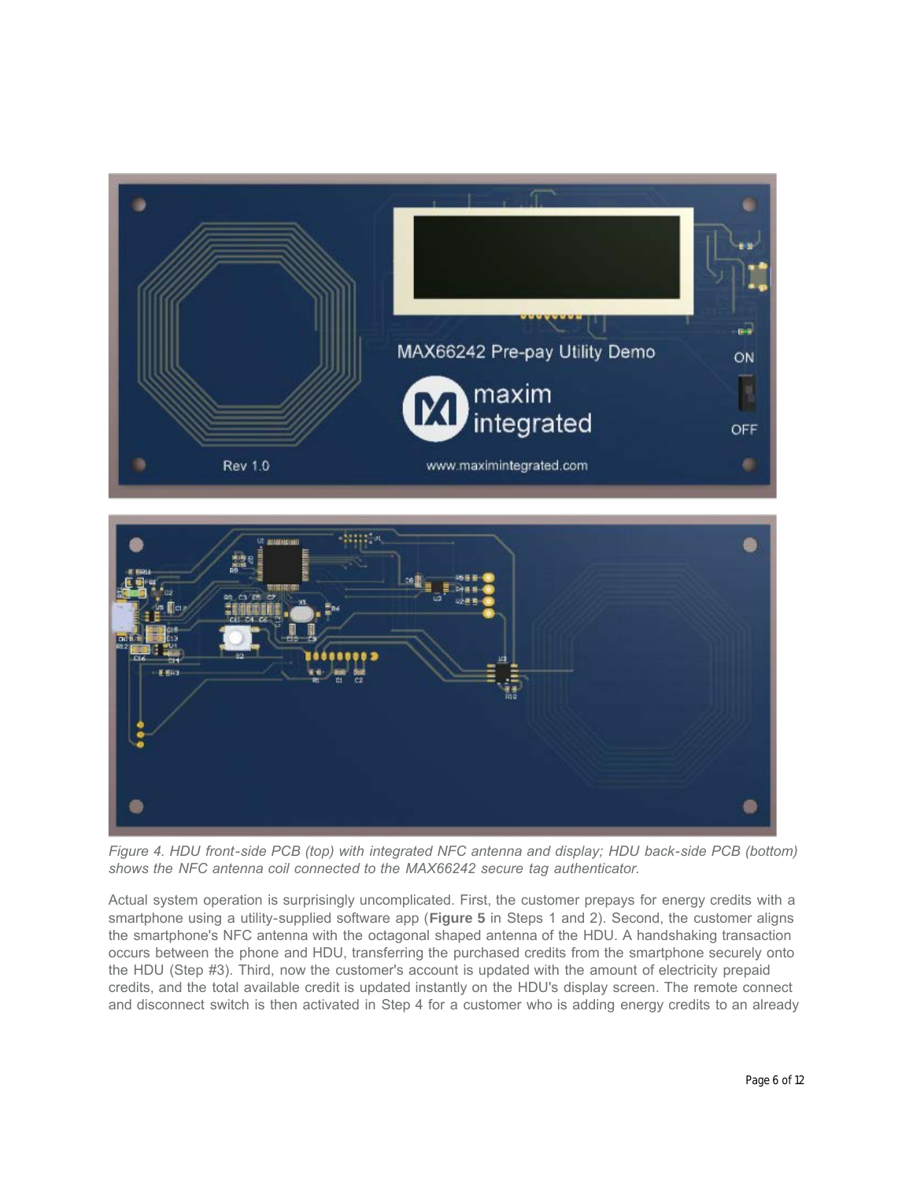*Figure 4. HDU front-side PCB (top) with integrated NFC antenna and display; HDU back-side PCB (bottom) shows the NFC antenna coil connected to the MAX66242 secure tag authenticator.*

Actual system operation is surprisingly uncomplicated. First, the customer prepays for energy credits with a smartphone using a utility-supplied software app (**Figure 5** in Steps 1 and 2). Second, the customer aligns the smartphone's NFC antenna with the octagonal shaped antenna of the HDU. A handshaking transaction occurs between the phone and HDU, transferring the purchased credits from the smartphone securely onto the HDU (Step #3). Third, now the customer's account is updated with the amount of electricity prepaid credits, and the total available credit is updated instantly on the HDU's display screen. The remote connect and disconnect switch is then activated in Step 4 for a customer who is adding energy credits to an already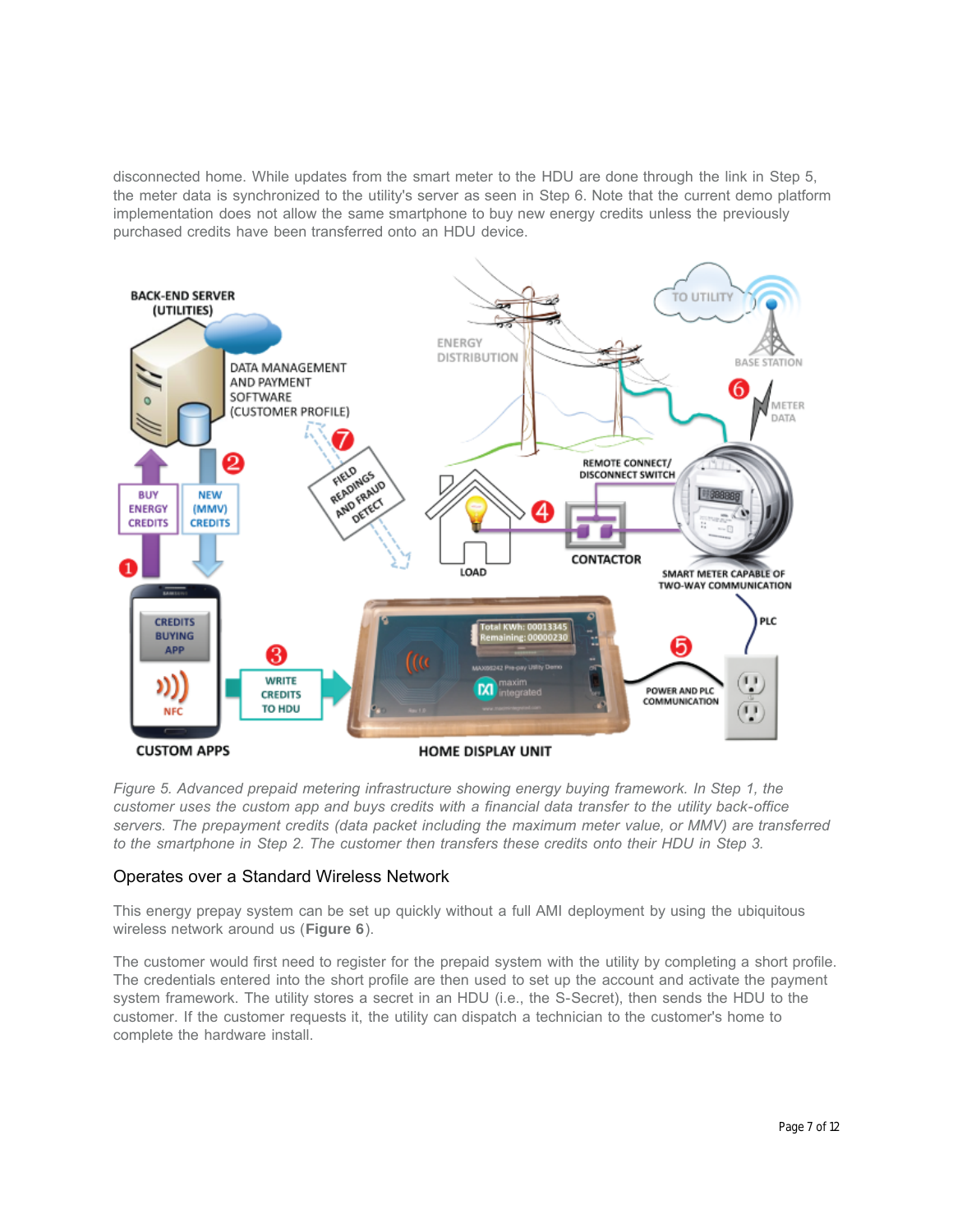disconnected home. While updates from the smart meter to the HDU are done through the link in Step 5, the meter data is synchronized to the utility's server as seen in Step 6. Note that the current demo platform implementation does not allow the same smartphone to buy new energy credits unless the previously purchased credits have been transferred onto an HDU device.

*Figure 5. Advanced prepaid metering infrastructure showing energy buying framework. In Step 1, the customer uses the custom app and buys credits with a financial data transfer to the utility back-office servers. The prepayment credits (data packet including the maximum meter value, or MMV) are transferred to the smartphone in Step 2. The customer then transfers these credits onto their HDU in Step 3.*

## Operates over a Standard Wireless Network

This energy prepay system can be set up quickly without a full AMI deployment by using the ubiquitous wireless network around us (**Figure 6**).

The customer would first need to register for the prepaid system with the utility by completing a short profile. The credentials entered into the short profile are then used to set up the account and activate the payment system framework. The utility stores a secret in an HDU (i.e., the S-Secret), then sends the HDU to the customer. If the customer requests it, the utility can dispatch a technician to the customer's home to complete the hardware install.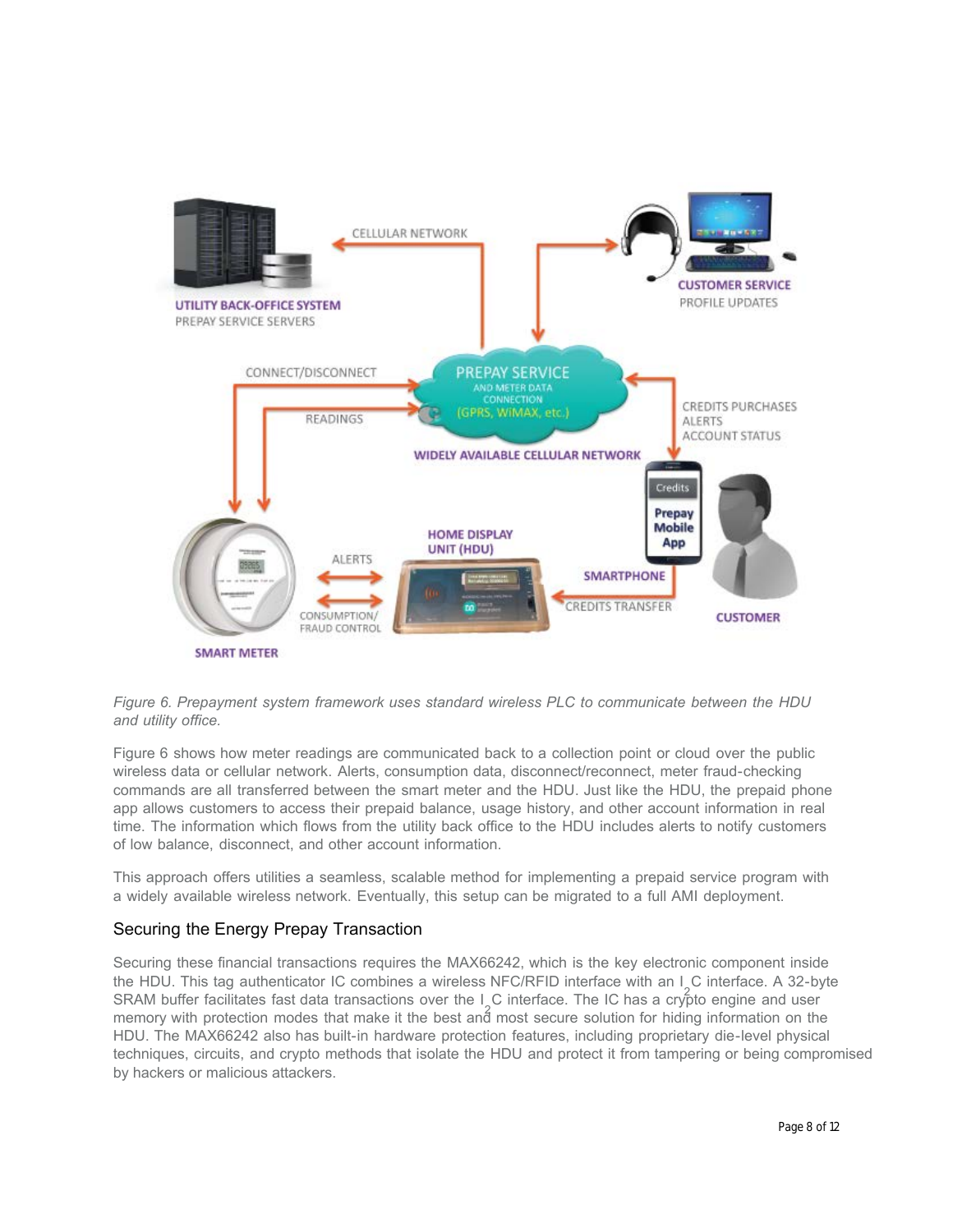*Figure 6. Prepayment system framework uses standard wireless PLC to communicate between the HDU and utility office.*

Figure 6 shows how meter readings are communicated back to a collection point or cloud over the public wireless data or cellular network. Alerts, consumption data, disconnect/reconnect, meter fraud-checking commands are all transferred between the smart meter and the HDU. Just like the HDU, the prepaid phone app allows customers to access their prepaid balance, usage history, and other account information in real time. The information which flows from the utility back office to the HDU includes alerts to notify customers of low balance, disconnect, and other account information.

This approach offers utilities a seamless, scalable method for implementing a prepaid service program with a widely available wireless network. Eventually, this setup can be migrated to a full AMI deployment.

## Securing the Energy Prepay Transaction

Securing these financial transactions requires the MAX66242, which is the key electronic component inside the HDU. This tag authenticator IC combines a wireless NFC/RFID interface with an I$^2$C interface. A 32-byte SRAM buffer facilitates fast data transactions over the I$^2$C interface. The IC has a crypto engine and user memory with protection modes that make it the best and most secure solution for hiding information on the HDU. The MAX66242 also has built-in hardware protection features, including proprietary die-level physical techniques, circuits, and crypto methods that isolate the HDU and protect it from tampering or being compromised by hackers or malicious attackers.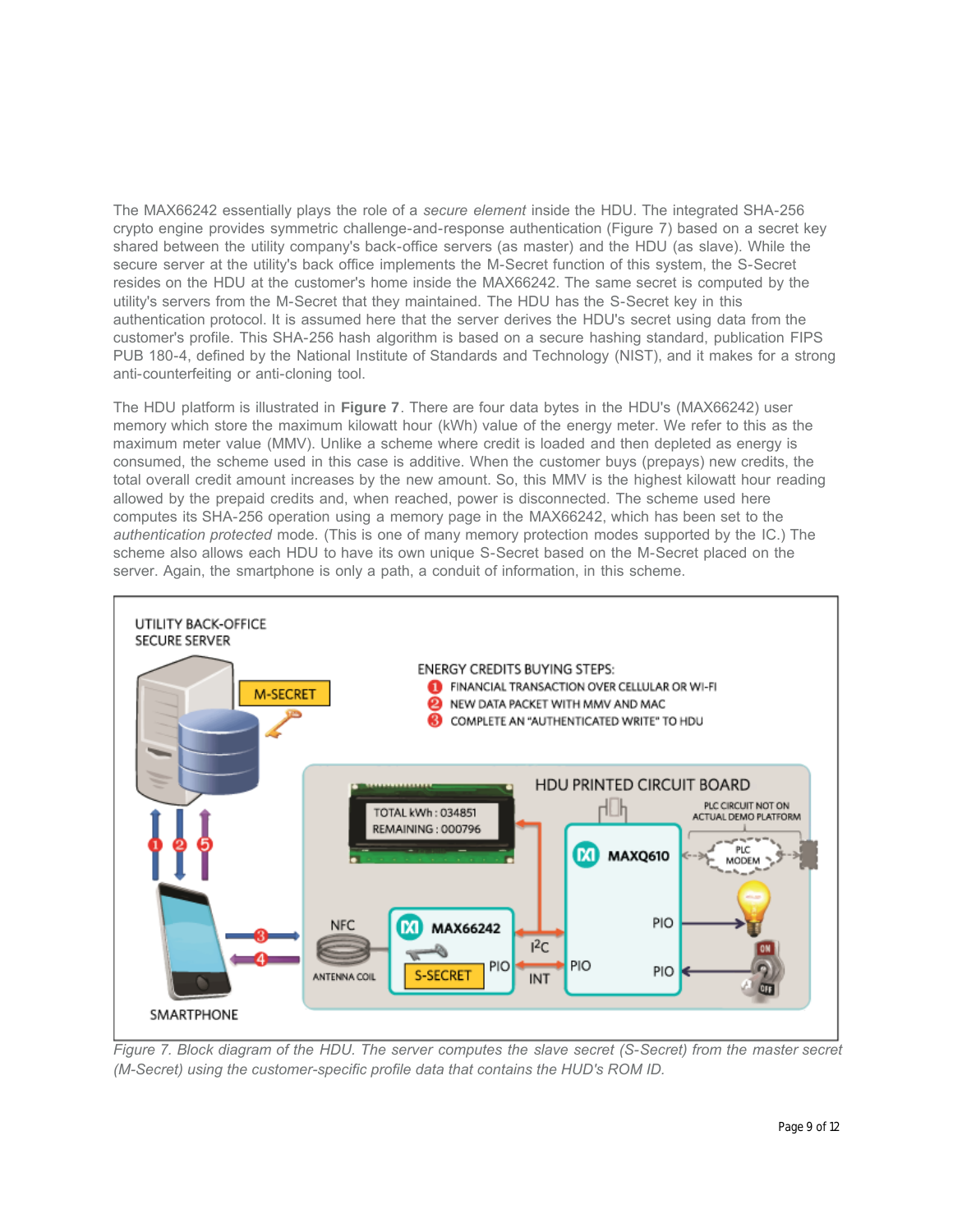The MAX66242 essentially plays the role of a *secure element* inside the HDU. The integrated SHA-256 crypto engine provides symmetric challenge-and-response authentication (Figure 7) based on a secret key shared between the utility company's back-office servers (as master) and the HDU (as slave). While the secure server at the utility's back office implements the M-Secret function of this system, the S-Secret resides on the HDU at the customer's home inside the MAX66242. The same secret is computed by the utility's servers from the M-Secret that they maintained. The HDU has the S-Secret key in this authentication protocol. It is assumed here that the server derives the HDU's secret using data from the customer's profile. This SHA-256 hash algorithm is based on a secure hashing standard, publication FIPS PUB 180-4, defined by the National Institute of Standards and Technology (NIST), and it makes for a strong anti-counterfeiting or anti-cloning tool.

The HDU platform is illustrated in **Figure 7**. There are four data bytes in the HDU's (MAX66242) user memory which store the maximum kilowatt hour (kWh) value of the energy meter. We refer to this as the maximum meter value (MMV). Unlike a scheme where credit is loaded and then depleted as energy is consumed, the scheme used in this case is additive. When the customer buys (prepays) new credits, the total overall credit amount increases by the new amount. So, this MMV is the highest kilowatt hour reading allowed by the prepaid credits and, when reached, power is disconnected. The scheme used here computes its SHA-256 operation using a memory page in the MAX66242, which has been set to the *authentication protected* mode. (This is one of many memory protection modes supported by the IC.) The scheme also allows each HDU to have its own unique S-Secret based on the M-Secret placed on the server. Again, the smartphone is only a path, a conduit of information, in this scheme.

*Figure 7. Block diagram of the HDU. The server computes the slave secret (S-Secret) from the master secret (M-Secret) using the customer-specific profile data that contains the HUD's ROM ID.*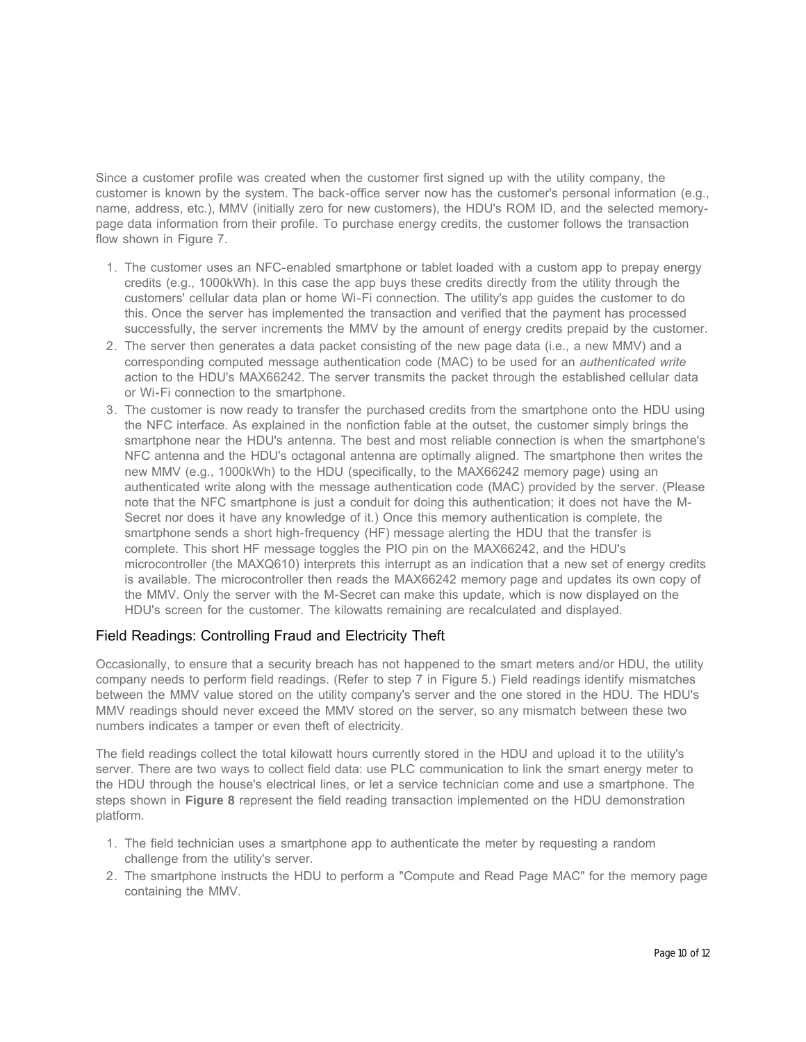Since a customer profile was created when the customer first signed up with the utility company, the customer is known by the system. The back-office server now has the customer's personal information (e.g., name, address, etc.), MMV (initially zero for new customers), the HDU's ROM ID, and the selected memory-page data information from their profile. To purchase energy credits, the customer follows the transaction flow shown in Figure 7.

1. The customer uses an NFC-enabled smartphone or tablet loaded with a custom app to prepay energy credits (e.g., 1000kWh). In this case the app buys these credits directly from the utility through the customers' cellular data plan or home Wi-Fi connection. The utility's app guides the customer to do this. Once the server has implemented the transaction and verified that the payment has processed successfully, the server increments the MMV by the amount of energy credits prepaid by the customer.
2. The server then generates a data packet consisting of the new page data (i.e., a new MMV) and a corresponding computed message authentication code (MAC) to be used for an *authenticated write* action to the HDU's MAX66242. The server transmits the packet through the established cellular data or Wi-Fi connection to the smartphone.
3. The customer is now ready to transfer the purchased credits from the smartphone onto the HDU using the NFC interface. As explained in the nonfiction fable at the outset, the customer simply brings the smartphone near the HDU's antenna. The best and most reliable connection is when the smartphone's NFC antenna and the HDU's octagonal antenna are optimally aligned. The smartphone then writes the new MMV (e.g., 1000kWh) to the HDU (specifically, to the MAX66242 memory page) using an authenticated write along with the message authentication code (MAC) provided by the server. (Please note that the NFC smartphone is just a conduit for doing this authentication; it does not have the M-Secret nor does it have any knowledge of it.) Once this memory authentication is complete, the smartphone sends a short high-frequency (HF) message alerting the HDU that the transfer is complete. This short HF message toggles the PIO pin on the MAX66242, and the HDU's microcontroller (the MAXQ610) interprets this interrupt as an indication that a new set of energy credits is available. The microcontroller then reads the MAX66242 memory page and updates its own copy of the MMV. Only the server with the M-Secret can make this update, which is now displayed on the HDU's screen for the customer. The kilowatts remaining are recalculated and displayed.

## Field Readings: Controlling Fraud and Electricity Theft

Occasionally, to ensure that a security breach has not happened to the smart meters and/or HDU, the utility company needs to perform field readings. (Refer to step 7 in Figure 5.) Field readings identify mismatches between the MMV value stored on the utility company's server and the one stored in the HDU. The HDU's MMV readings should never exceed the MMV stored on the server, so any mismatch between these two numbers indicates a tamper or even theft of electricity.

The field readings collect the total kilowatt hours currently stored in the HDU and upload it to the utility's server. There are two ways to collect field data: use PLC communication to link the smart energy meter to the HDU through the house's electrical lines, or let a service technician come and use a smartphone. The steps shown in **Figure 8** represent the field reading transaction implemented on the HDU demonstration platform.

1. The field technician uses a smartphone app to authenticate the meter by requesting a random challenge from the utility's server.
2. The smartphone instructs the HDU to perform a "Compute and Read Page MAC" for the memory page containing the MMV.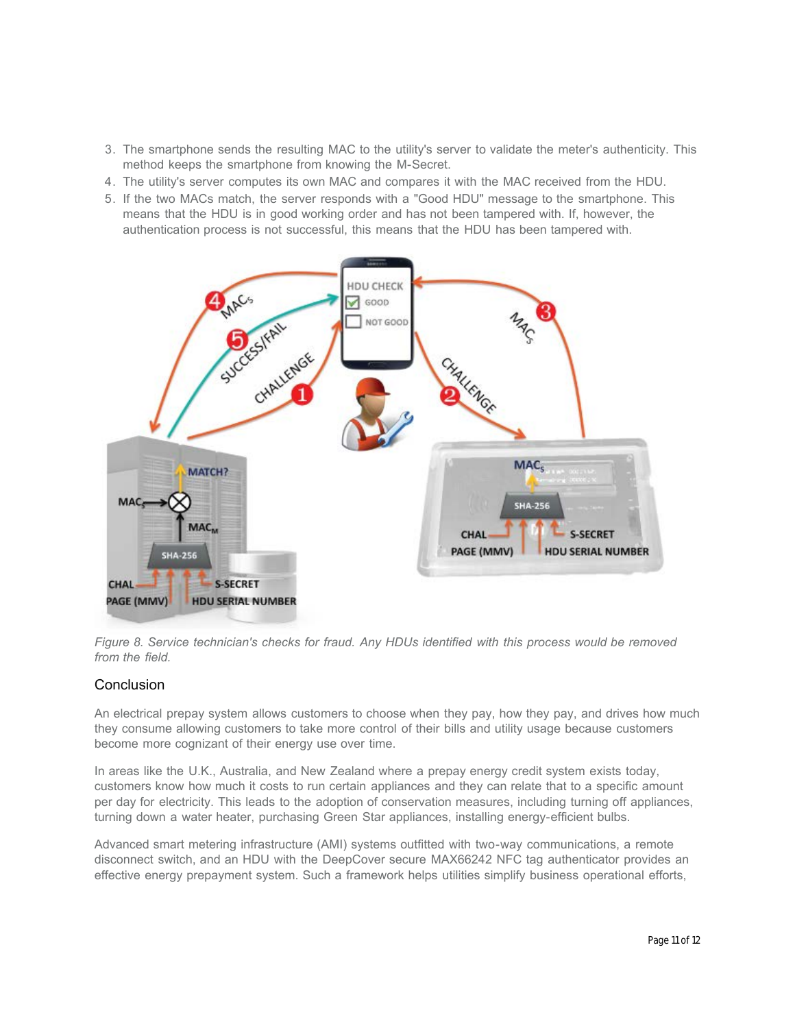3. The smartphone sends the resulting MAC to the utility's server to validate the meter's authenticity. This method keeps the smartphone from knowing the M-Secret.
4. The utility's server computes its own MAC and compares it with the MAC received from the HDU.
5. If the two MACs match, the server responds with a "Good HDU" message to the smartphone. This means that the HDU is in good working order and has not been tampered with. If, however, the authentication process is not successful, this means that the HDU has been tampered with.

*Figure 8. Service technician's checks for fraud. Any HDUs identified with this process would be removed from the field.*

## Conclusion

An electrical prepay system allows customers to choose when they pay, how they pay, and drives how much they consume allowing customers to take more control of their bills and utility usage because customers become more cognizant of their energy use over time.

In areas like the U.K., Australia, and New Zealand where a prepay energy credit system exists today, customers know how much it costs to run certain appliances and they can relate that to a specific amount per day for electricity. This leads to the adoption of conservation measures, including turning off appliances, turning down a water heater, purchasing Green Star appliances, installing energy-efficient bulbs.

Advanced smart metering infrastructure (AMI) systems outfitted with two-way communications, a remote disconnect switch, and an HDU with the DeepCover secure MAX66242 NFC tag authenticator provides an effective energy prepayment system. Such a framework helps utilities simplify business operational efforts,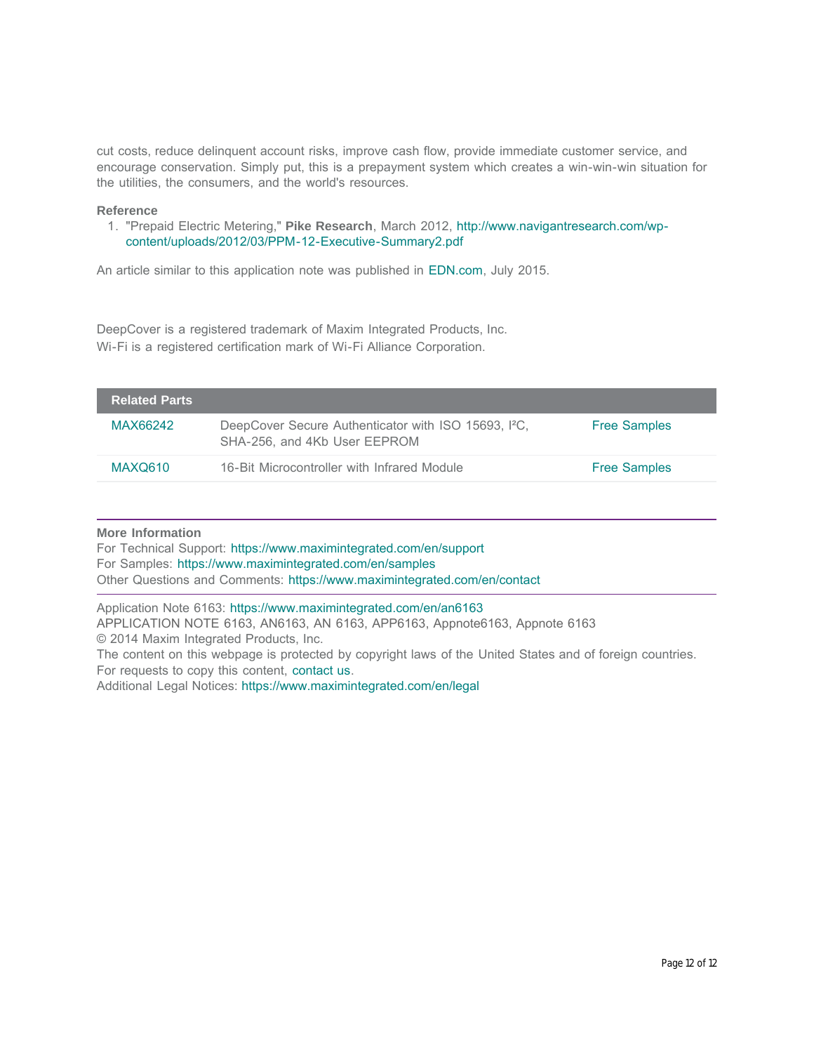cut costs, reduce delinquent account risks, improve cash flow, provide immediate customer service, and encourage conservation. Simply put, this is a prepayment system which creates a win-win-win situation for the utilities, the consumers, and the world's resources.

**Reference**

1. "Prepaid Electric Metering," **Pike Research**, March 2012, http://www.navigantresearch.com/wp-content/uploads/2012/03/PPM-12-Executive-Summary2.pdf

An article similar to this application note was published in EDN.com, July 2015.

DeepCover is a registered trademark of Maxim Integrated Products, Inc.
Wi-Fi is a registered certification mark of Wi-Fi Alliance Corporation.

| Related Parts | | |
|---|---|---|
| MAX66242 | DeepCover Secure Authenticator with ISO 15693, I²C, SHA-256, and 4Kb User EEPROM | Free Samples |
| MAXQ610 | 16-Bit Microcontroller with Infrared Module | Free Samples |

**More Information**
For Technical Support: https://www.maximintegrated.com/en/support
For Samples: https://www.maximintegrated.com/en/samples
Other Questions and Comments: https://www.maximintegrated.com/en/contact

Application Note 6163: https://www.maximintegrated.com/en/an6163
APPLICATION NOTE 6163, AN6163, AN 6163, APP6163, Appnote6163, Appnote 6163
© 2014 Maxim Integrated Products, Inc.
The content on this webpage is protected by copyright laws of the United States and of foreign countries. For requests to copy this content, contact us.
Additional Legal Notices: https://www.maximintegrated.com/en/legal